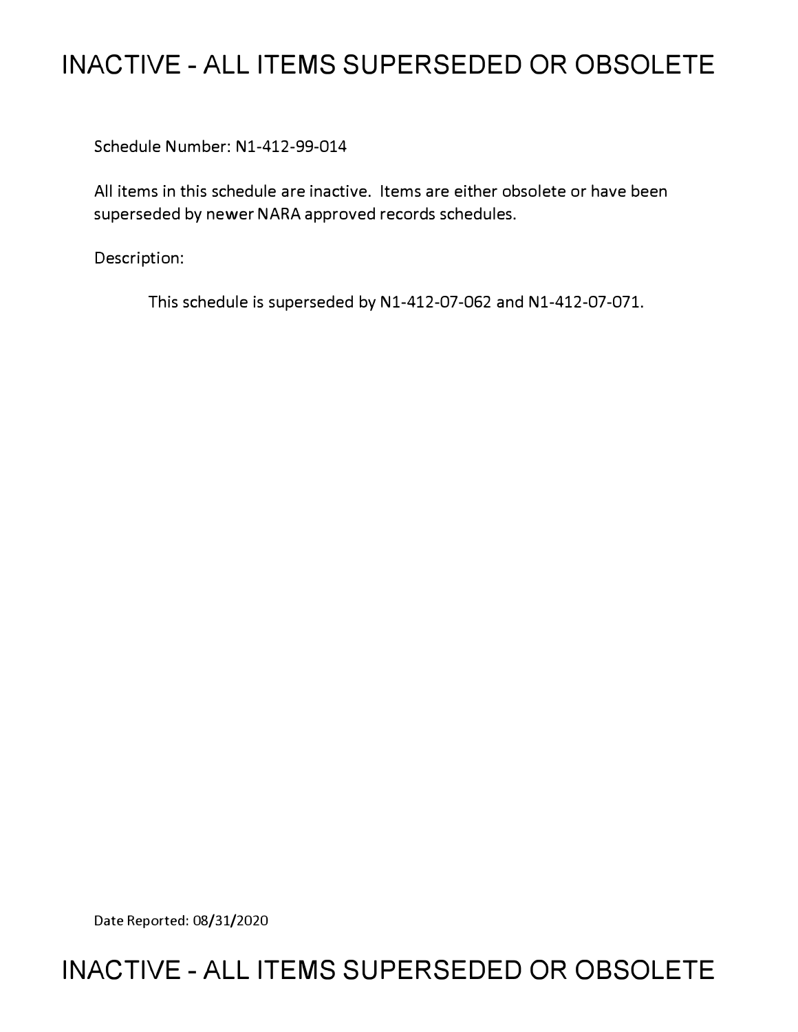# INACTIVE - ALL ITEMS SUPERSEDED OR OBSOLETE

Schedule Number: N1-412-99-014

All items in this schedule are inactive. Items are either obsolete or have been superseded by newer NARA approved records schedules.

Description:

This schedule is superseded by N1-412-07-062 and N1-412-07-071.

Date Reported: 08/31/2020

# INACTIVE - ALL ITEMS SUPERSEDED OR OBSOLETE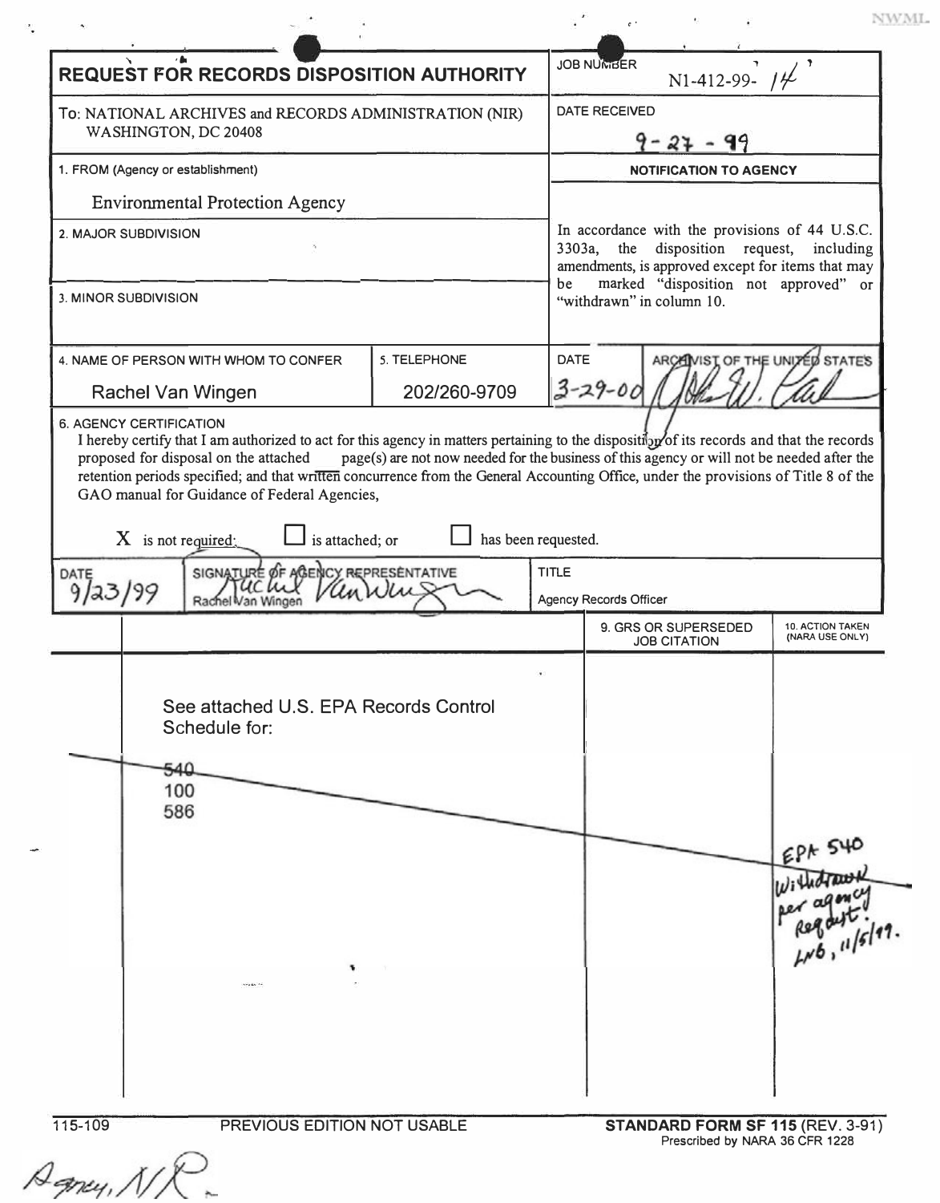NWML

# REQUEST FOR RECORDS DISPOSITION AUTHORITY

| | |
|---|---|
| **REQUEST FOR RECORDS DISPOSITION AUTHORITY** | JOB NUMBER: N1-412-99-14 |
| To: NATIONAL ARCHIVES and RECORDS ADMINISTRATION (NIR) WASHINGTON, DC 20408 | DATE RECEIVED: 9-27-99 |
| 1. FROM (Agency or establishment): Environmental Protection Agency | **NOTIFICATION TO AGENCY** |
| 2. MAJOR SUBDIVISION | In accordance with the provisions of 44 U.S.C. 3303a, the disposition request, including amendments, is approved except for items that may be marked "disposition not approved" or "withdrawn" in column 10. |
| 3. MINOR SUBDIVISION | |

| 4. NAME OF PERSON WITH WHOM TO CONFER | 5. TELEPHONE | DATE | ARCHIVIST OF THE UNITED STATES |
|---|---|---|---|
| Rachel Van Wingen | 202/260-9709 | 3-29-00 | [signature] |

6. AGENCY CERTIFICATION

I hereby certify that I am authorized to act for this agency in matters pertaining to the disposition of its records and that the records proposed for disposal on the attached page(s) are not now needed for the business of this agency or will not be needed after the retention periods specified; and that written concurrence from the General Accounting Office, under the provisions of Title 8 of the GAO manual for Guidance of Federal Agencies,

X is not required; ☐ is attached; or ☐ has been requested.

| DATE | SIGNATURE OF AGENCY REPRESENTATIVE | TITLE |
|---|---|---|
| 9/23/99 | Rachel Van Wingen [signature] | Agency Records Officer |

| | | 9. GRS OR SUPERSEDED JOB CITATION | 10. ACTION TAKEN (NARA USE ONLY) |
|---|---|---|---|
| | See attached U.S. EPA Records Control Schedule for:<br>~~540~~<br>100<br>586 | | EPA 540 Withdrawn per agency Request. LNB, 11/5/99. |

115-109 PREVIOUS EDITION NOT USABLE **STANDARD FORM SF 115** (REV. 3-91) Prescribed by NARA 36 CFR 1228

Agency, NR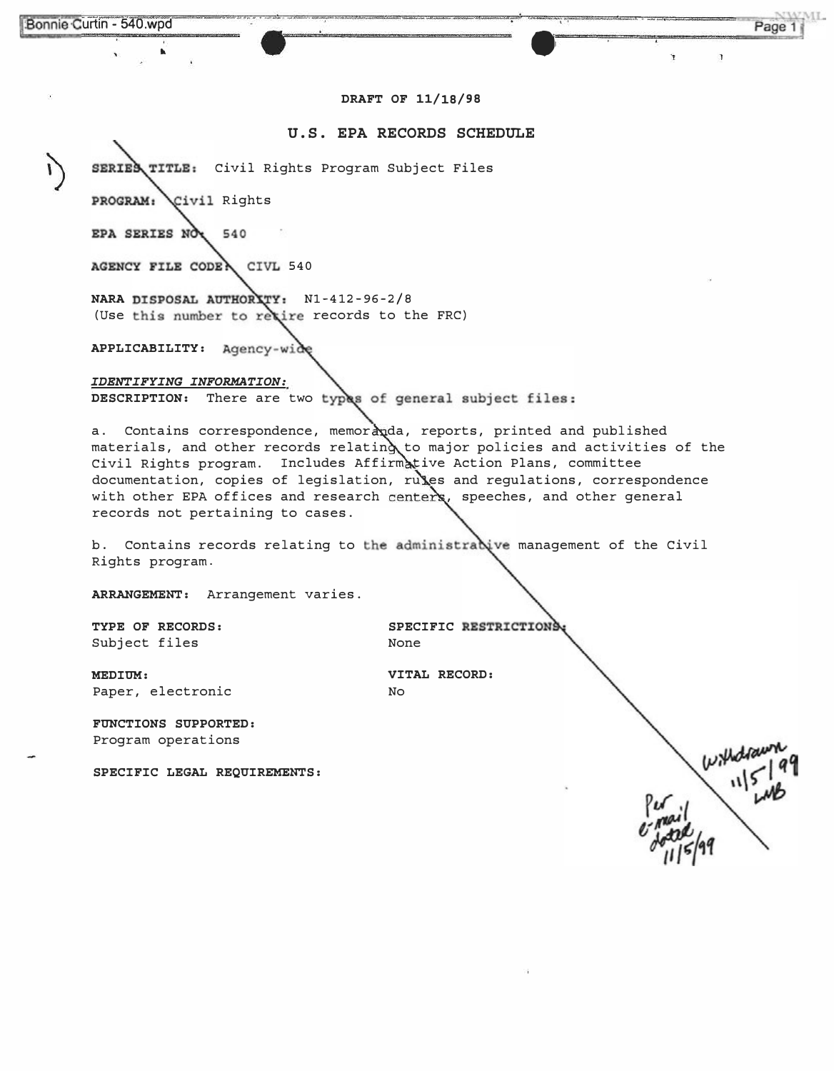DRAFT OF 11/18/98

## U.S. EPA RECORDS SCHEDULE

1)

**SERIES TITLE:** Civil Rights Program Subject Files

**PROGRAM:** Civil Rights

**EPA SERIES NO:** 540

**AGENCY FILE CODE:** CIVL 540

**NARA DISPOSAL AUTHORITY:** N1-412-96-2/8
(Use this number to retire records to the FRC)

**APPLICABILITY:** Agency-wide

***IDENTIFYING INFORMATION:***

**DESCRIPTION:** There are two types of general subject files:

a. Contains correspondence, memoranda, reports, printed and published materials, and other records relating to major policies and activities of the Civil Rights program. Includes Affirmative Action Plans, committee documentation, copies of legislation, rules and regulations, correspondence with other EPA offices and research centers, speeches, and other general records not pertaining to cases.

b. Contains records relating to the administrative management of the Civil Rights program.

**ARRANGEMENT:** Arrangement varies.

**TYPE OF RECORDS:**
Subject files

**SPECIFIC RESTRICTIONS:**
None

**MEDIUM:**
Paper, electronic

**VITAL RECORD:**
No

**FUNCTIONS SUPPORTED:**
Program operations

**SPECIFIC LEGAL REQUIREMENTS:**

Withdrawn 11/5/99 LMB

Per e-mail dated 11/5/99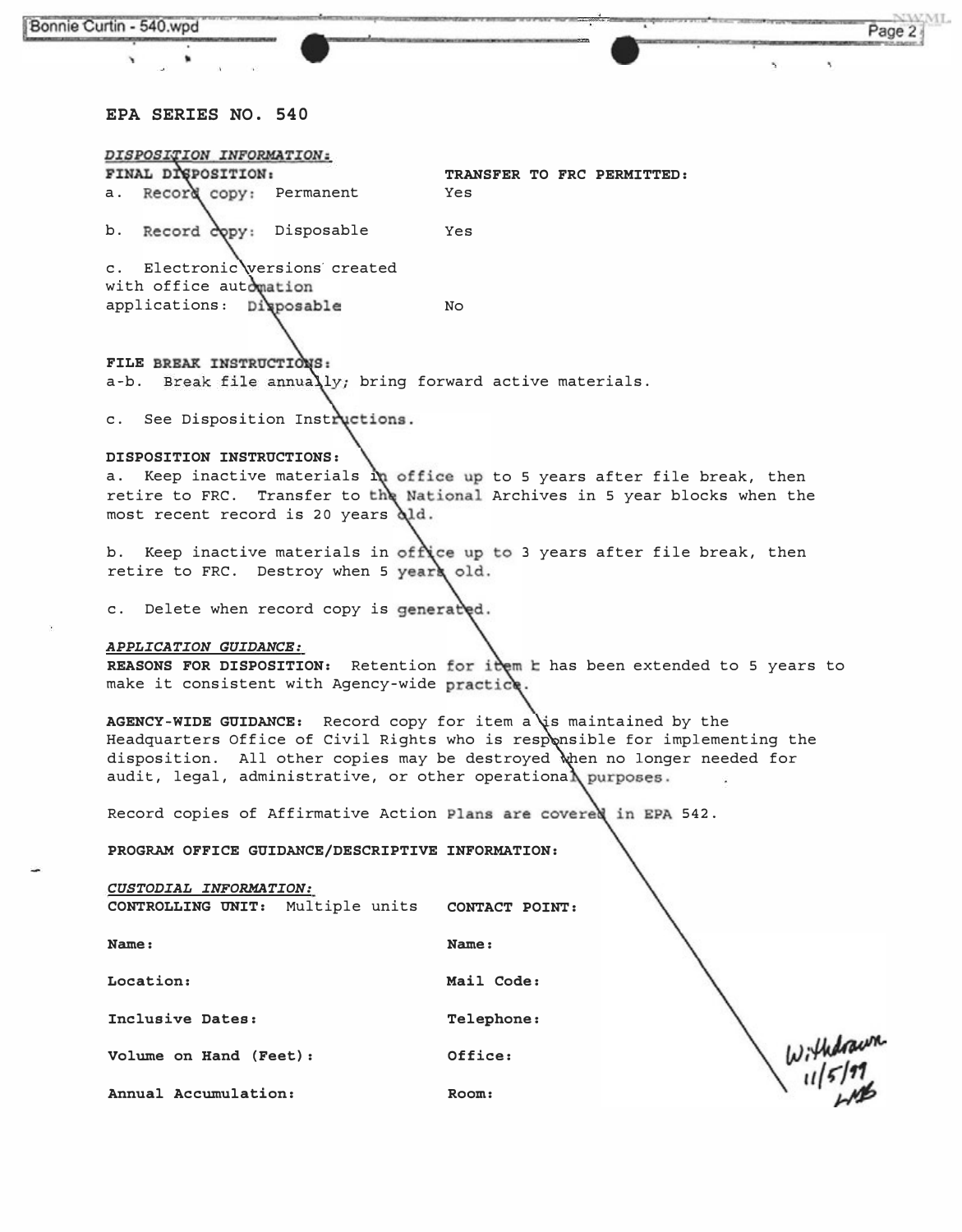## EPA SERIES NO. 540

*DISPOSITION INFORMATION:*

| **FINAL DISPOSITION:** | **TRANSFER TO FRC PERMITTED:** |
|---|---|
| a. Record copy: Permanent | Yes |
| b. Record copy: Disposable | Yes |
| c. Electronic versions created with office automation applications: Disposable | No |

**FILE BREAK INSTRUCTIONS:**

a-b. Break file annually; bring forward active materials.

c. See Disposition Instructions.

**DISPOSITION INSTRUCTIONS:**

a. Keep inactive materials in office up to 5 years after file break, then retire to FRC. Transfer to the National Archives in 5 year blocks when the most recent record is 20 years old.

b. Keep inactive materials in office up to 3 years after file break, then retire to FRC. Destroy when 5 years old.

c. Delete when record copy is generated.

*APPLICATION GUIDANCE:*

**REASONS FOR DISPOSITION:** Retention for item b has been extended to 5 years to make it consistent with Agency-wide practice.

**AGENCY-WIDE GUIDANCE:** Record copy for item a is maintained by the Headquarters Office of Civil Rights who is responsible for implementing the disposition. All other copies may be destroyed when no longer needed for audit, legal, administrative, or other operational purposes.

Record copies of Affirmative Action Plans are covered in EPA 542.

**PROGRAM OFFICE GUIDANCE/DESCRIPTIVE INFORMATION:**

*CUSTODIAL INFORMATION:*

| **CONTROLLING UNIT:** Multiple units | **CONTACT POINT:** |
|---|---|
| **Name:** | **Name:** |
| **Location:** | **Mail Code:** |
| **Inclusive Dates:** | **Telephone:** |
| **Volume on Hand (Feet):** | **Office:** |
| **Annual Accumulation:** | **Room:** |

Withdrawn 11/5/99 LMB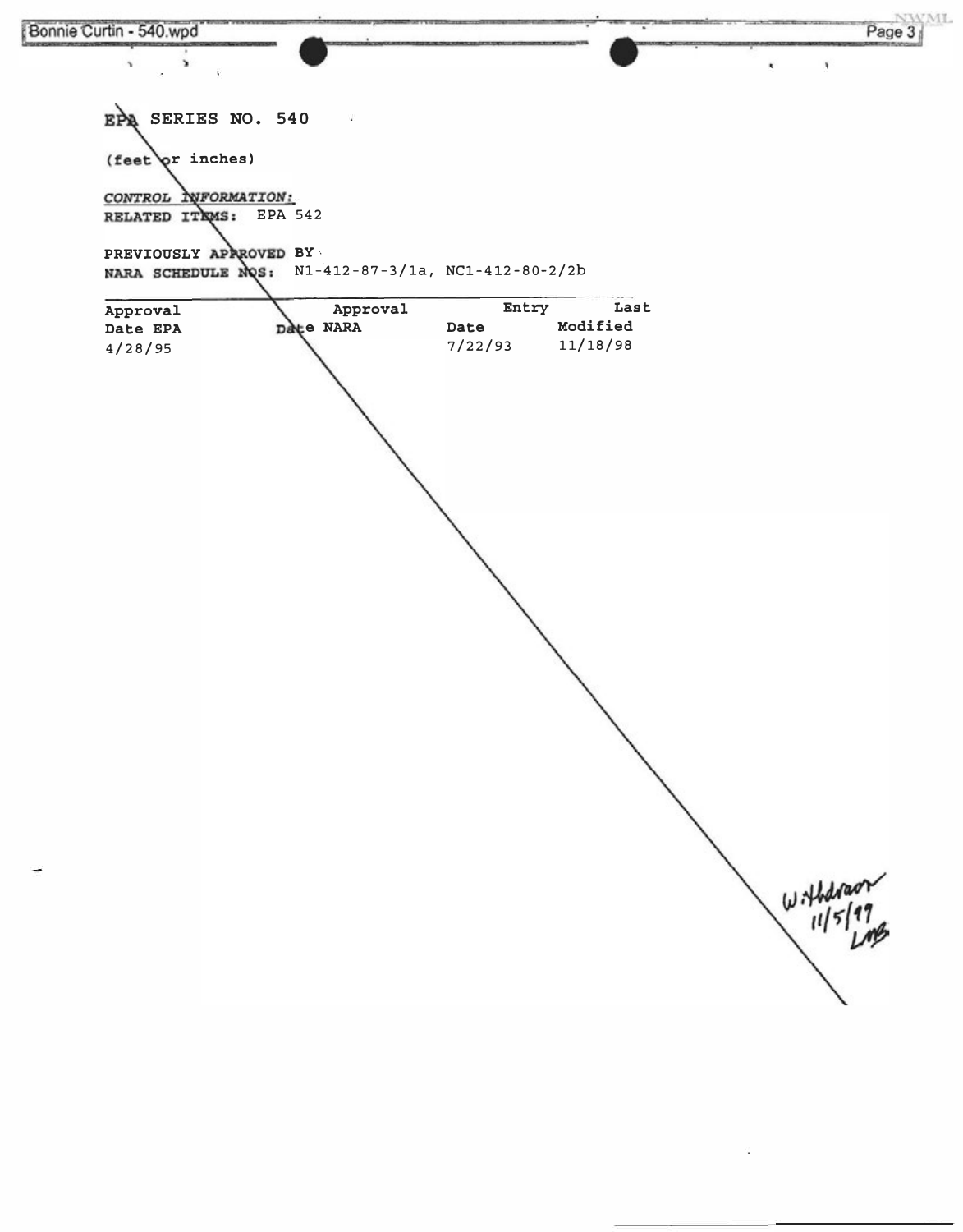EPA SERIES NO. 540

(feet or inches)

*CONTROL INFORMATION:*

RELATED ITEMS: EPA 542

PREVIOUSLY APPROVED BY
NARA SCHEDULE NOS: N1-412-87-3/1a, NC1-412-80-2/2b

| Approval Date EPA | Approval Date NARA | Entry Date | Last Modified |
|---|---|---|---|
| 4/28/95 | | 7/22/93 | 11/18/98 |

Withdrawn 11/5/99 LMB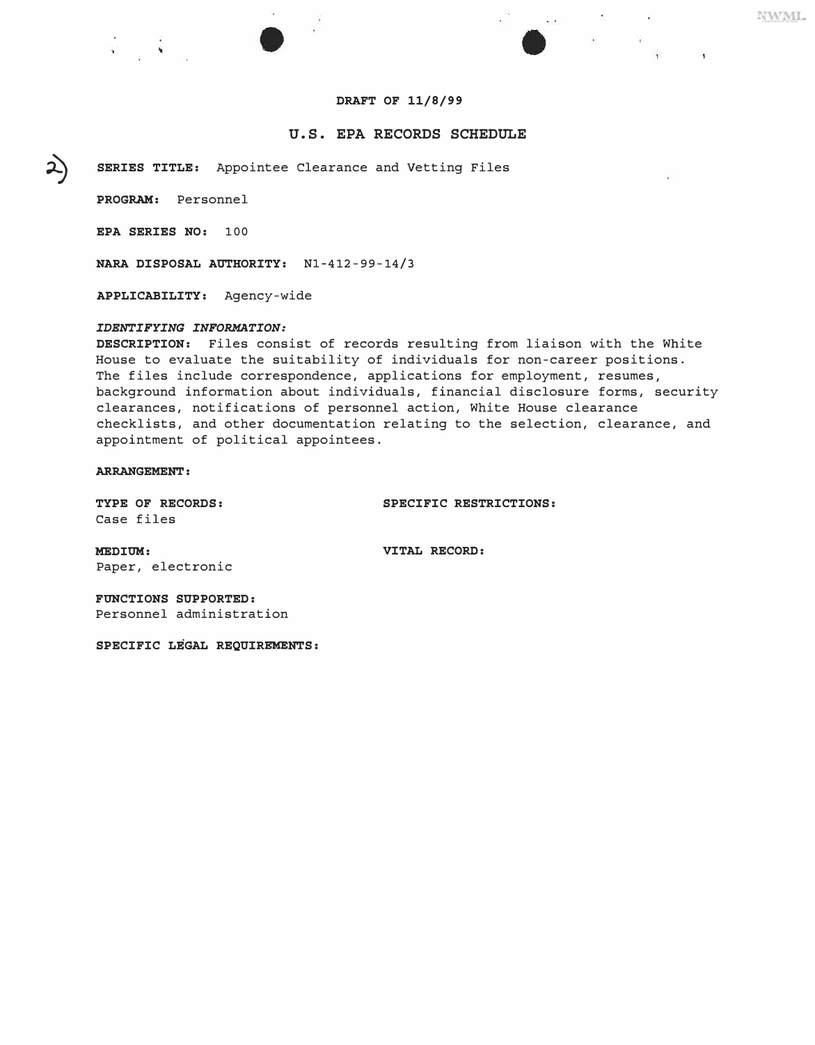**DRAFT OF 11/8/99**

## U.S. EPA RECORDS SCHEDULE

2) **SERIES TITLE:** Appointee Clearance and Vetting Files

**PROGRAM:** Personnel

**EPA SERIES NO:** 100

**NARA DISPOSAL AUTHORITY:** N1-412-99-14/3

**APPLICABILITY:** Agency-wide

***IDENTIFYING INFORMATION:***

**DESCRIPTION:** Files consist of records resulting from liaison with the White House to evaluate the suitability of individuals for non-career positions. The files include correspondence, applications for employment, resumes, background information about individuals, financial disclosure forms, security clearances, notifications of personnel action, White House clearance checklists, and other documentation relating to the selection, clearance, and appointment of political appointees.

**ARRANGEMENT:**

**TYPE OF RECORDS:**
Case files

**SPECIFIC RESTRICTIONS:**

**MEDIUM:**
Paper, electronic

**VITAL RECORD:**

**FUNCTIONS SUPPORTED:**
Personnel administration

**SPECIFIC LEGAL REQUIREMENTS:**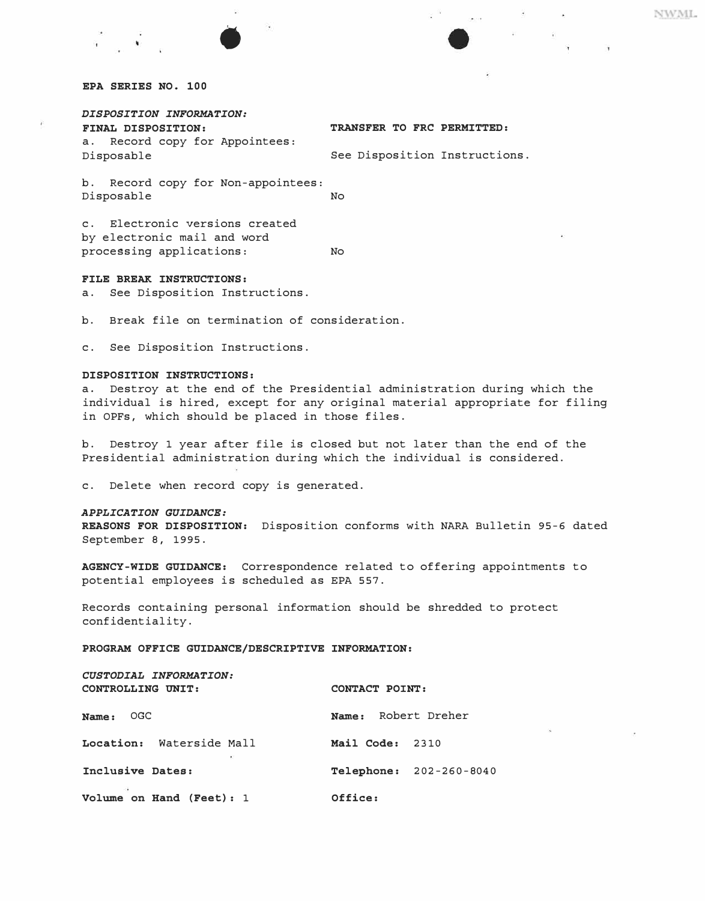**EPA SERIES NO. 100**

***DISPOSITION INFORMATION:***

| **FINAL DISPOSITION:** | **TRANSFER TO FRC PERMITTED:** |
|---|---|
| a. Record copy for Appointees: Disposable | See Disposition Instructions. |
| b. Record copy for Non-appointees: Disposable | No |
| c. Electronic versions created by electronic mail and word processing applications: | No |

**FILE BREAK INSTRUCTIONS:**

a. See Disposition Instructions.

b. Break file on termination of consideration.

c. See Disposition Instructions.

**DISPOSITION INSTRUCTIONS:**

a. Destroy at the end of the Presidential administration during which the individual is hired, except for any original material appropriate for filing in OPFs, which should be placed in those files.

b. Destroy 1 year after file is closed but not later than the end of the Presidential administration during which the individual is considered.

c. Delete when record copy is generated.

***APPLICATION GUIDANCE:***

**REASONS FOR DISPOSITION:** Disposition conforms with NARA Bulletin 95-6 dated September 8, 1995.

**AGENCY-WIDE GUIDANCE:** Correspondence related to offering appointments to potential employees is scheduled as EPA 557.

Records containing personal information should be shredded to protect confidentiality.

**PROGRAM OFFICE GUIDANCE/DESCRIPTIVE INFORMATION:**

***CUSTODIAL INFORMATION:***

| **CONTROLLING UNIT:** | **CONTACT POINT:** |
|---|---|
| **Name:** OGC | **Name:** Robert Dreher |
| **Location:** Waterside Mall | **Mail Code:** 2310 |
| **Inclusive Dates:** | **Telephone:** 202-260-8040 |
| **Volume on Hand (Feet):** 1 | **Office:** |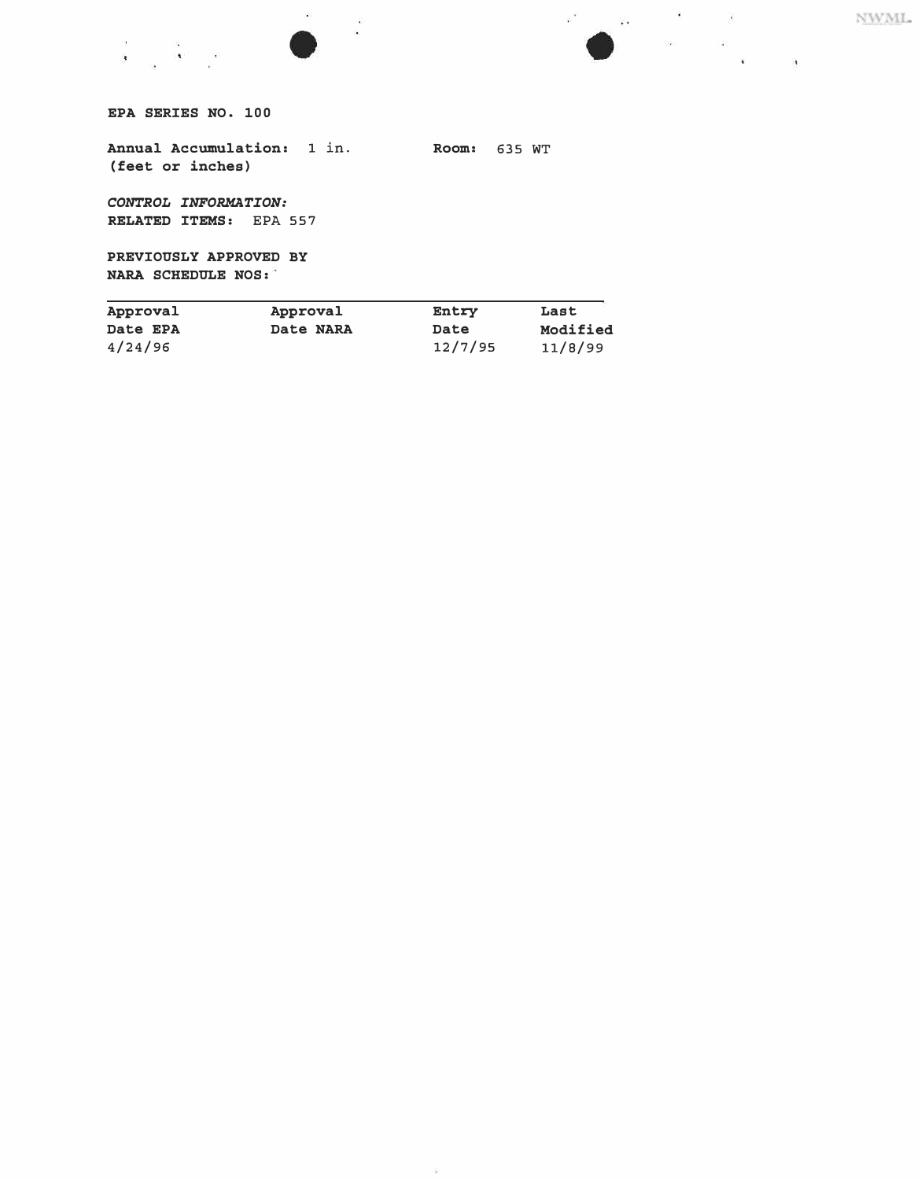**EPA SERIES NO. 100**

**Annual Accumulation:** 1 in.
**(feet or inches)**

**Room:** 635 WT

***CONTROL INFORMATION:***
**RELATED ITEMS:** EPA 557

**PREVIOUSLY APPROVED BY**
**NARA SCHEDULE NOS:**

| Approval Date EPA | Approval Date NARA | Entry Date | Last Modified |
|---|---|---|---|
| 4/24/96 | | 12/7/95 | 11/8/99 |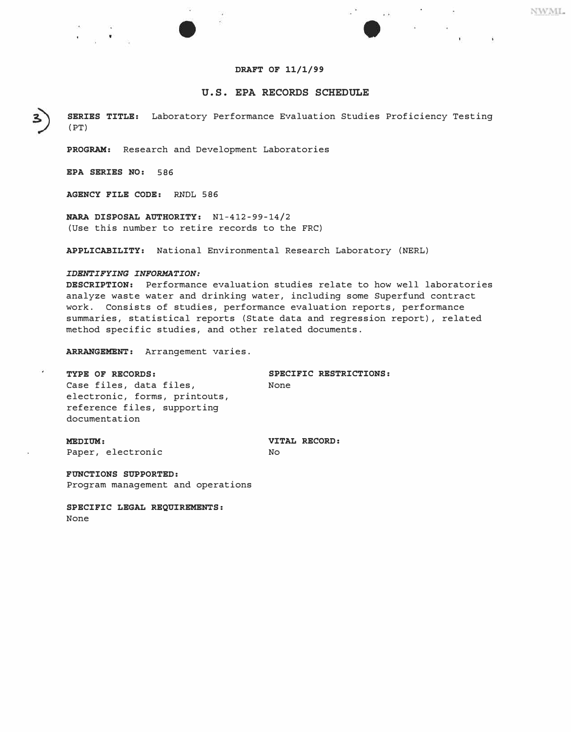**DRAFT OF 11/1/99**

## U.S. EPA RECORDS SCHEDULE

3)

**SERIES TITLE:** Laboratory Performance Evaluation Studies Proficiency Testing (PT)

**PROGRAM:** Research and Development Laboratories

**EPA SERIES NO:** 586

**AGENCY FILE CODE:** RNDL 586

**NARA DISPOSAL AUTHORITY:** N1-412-99-14/2
(Use this number to retire records to the FRC)

**APPLICABILITY:** National Environmental Research Laboratory (NERL)

***IDENTIFYING INFORMATION:***
**DESCRIPTION:** Performance evaluation studies relate to how well laboratories analyze waste water and drinking water, including some Superfund contract work. Consists of studies, performance evaluation reports, performance summaries, statistical reports (State data and regression report), related method specific studies, and other related documents.

**ARRANGEMENT:** Arrangement varies.

**TYPE OF RECORDS:**
Case files, data files, electronic, forms, printouts, reference files, supporting documentation

**SPECIFIC RESTRICTIONS:**
None

**MEDIUM:**
Paper, electronic

**VITAL RECORD:**
No

**FUNCTIONS SUPPORTED:**
Program management and operations

**SPECIFIC LEGAL REQUIREMENTS:**
None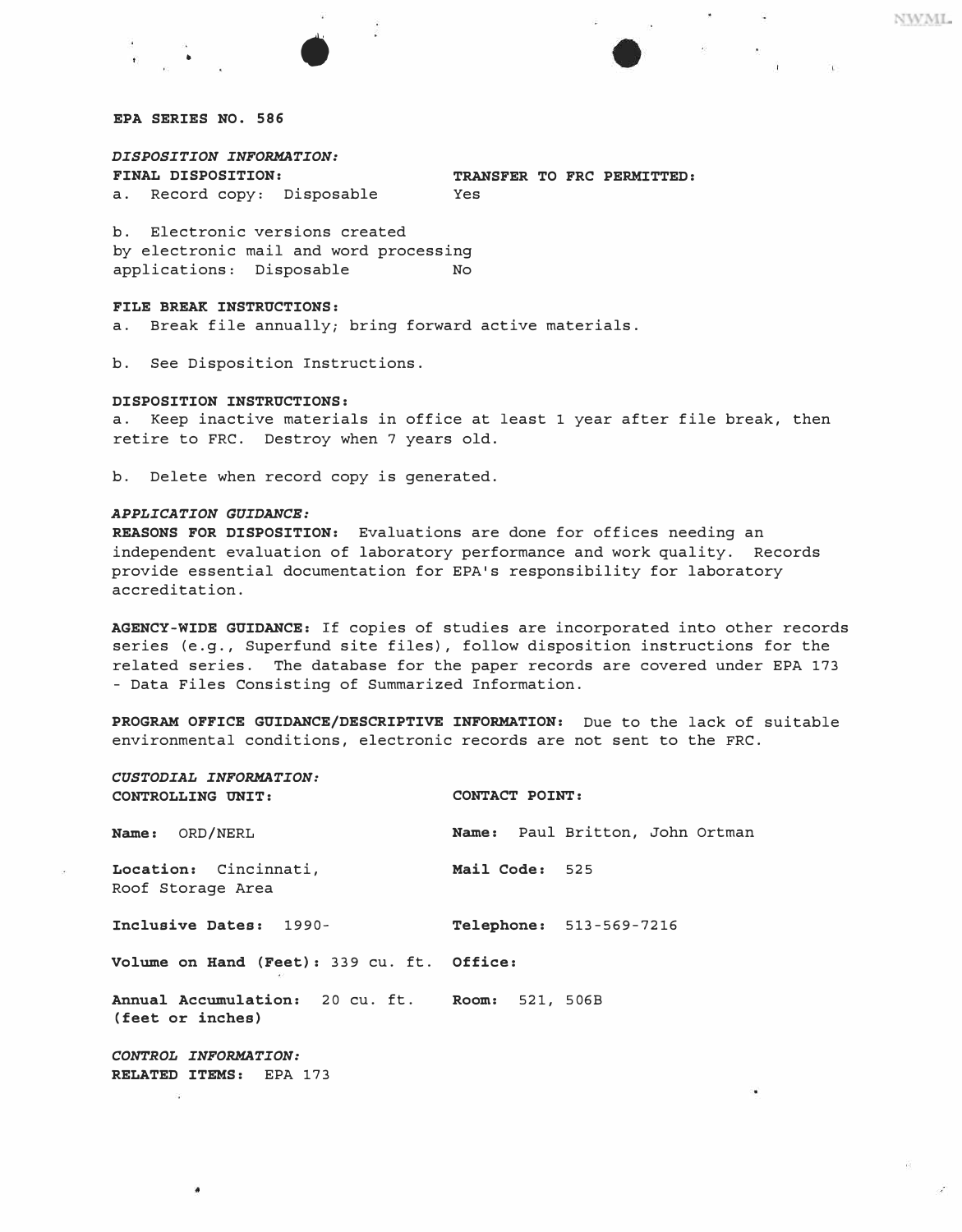**EPA SERIES NO. 586**

***DISPOSITION INFORMATION:***

| **FINAL DISPOSITION:** | **TRANSFER TO FRC PERMITTED:** |
| --- | --- |
| a. Record copy: Disposable | Yes |
| b. Electronic versions created by electronic mail and word processing applications: Disposable | No |

**FILE BREAK INSTRUCTIONS:**

a. Break file annually; bring forward active materials.

b. See Disposition Instructions.

**DISPOSITION INSTRUCTIONS:**

a. Keep inactive materials in office at least 1 year after file break, then retire to FRC. Destroy when 7 years old.

b. Delete when record copy is generated.

***APPLICATION GUIDANCE:***

**REASONS FOR DISPOSITION:** Evaluations are done for offices needing an independent evaluation of laboratory performance and work quality. Records provide essential documentation for EPA's responsibility for laboratory accreditation.

**AGENCY-WIDE GUIDANCE:** If copies of studies are incorporated into other records series (e.g., Superfund site files), follow disposition instructions for the related series. The database for the paper records are covered under EPA 173 - Data Files Consisting of Summarized Information.

**PROGRAM OFFICE GUIDANCE/DESCRIPTIVE INFORMATION:** Due to the lack of suitable environmental conditions, electronic records are not sent to the FRC.

***CUSTODIAL INFORMATION:***

| **CONTROLLING UNIT:** | **CONTACT POINT:** |
| --- | --- |
| **Name:** ORD/NERL | **Name:** Paul Britton, John Ortman |
| **Location:** Cincinnati, Roof Storage Area | **Mail Code:** 525 |
| **Inclusive Dates:** 1990- | **Telephone:** 513-569-7216 |
| **Volume on Hand (Feet):** 339 cu. ft. | **Office:** |
| **Annual Accumulation:** 20 cu. ft. **(feet or inches)** | **Room:** 521, 506B |

***CONTROL INFORMATION:***

**RELATED ITEMS:** EPA 173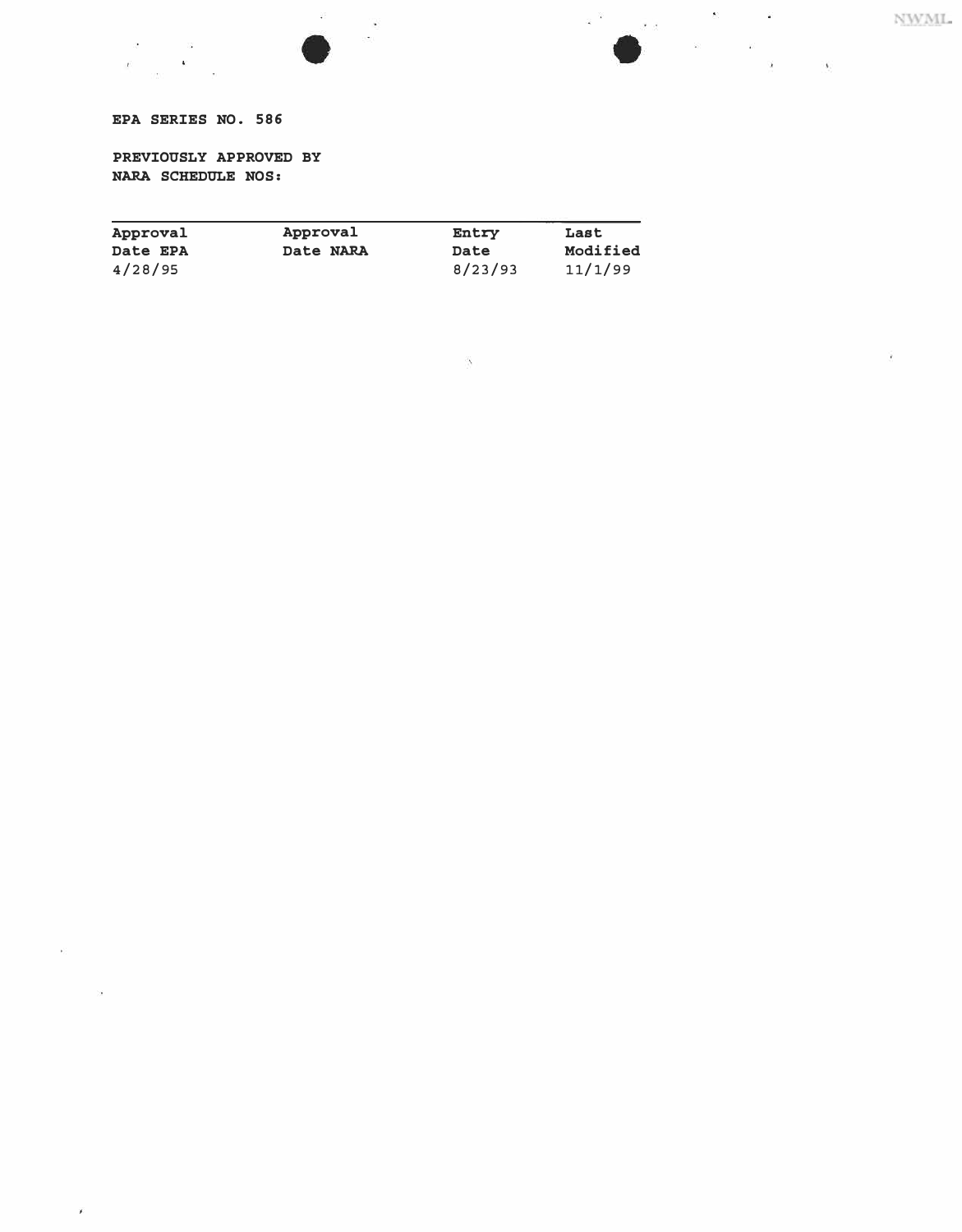**EPA SERIES NO. 586**

**PREVIOUSLY APPROVED BY NARA SCHEDULE NOS:**

| Approval Date EPA | Approval Date NARA | Entry Date | Last Modified |
|---|---|---|---|
| 4/28/95 | | 8/23/93 | 11/1/99 |